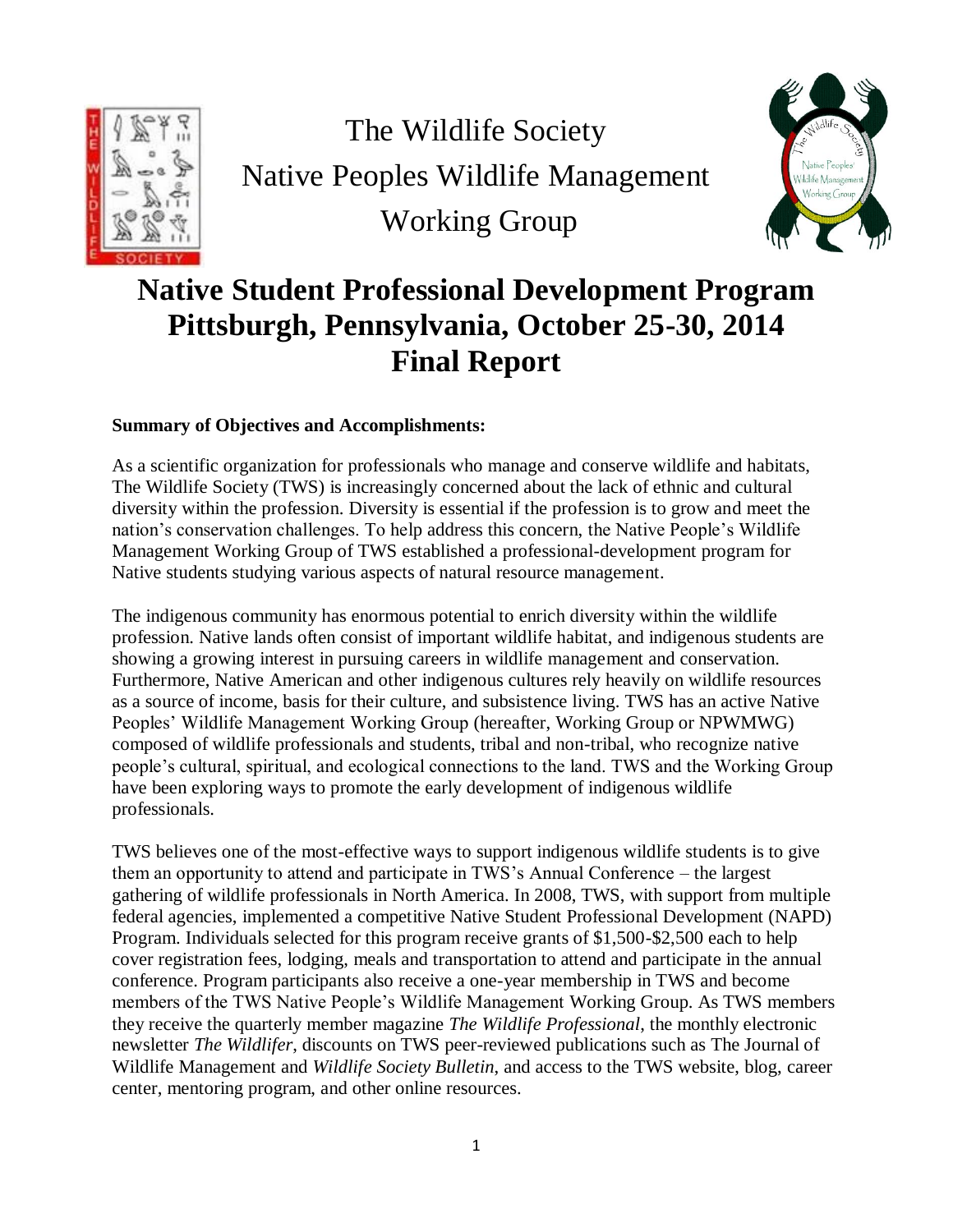The Wildlife Society
Native Peoples Wildlife Management
Working Group

# Native Student Professional Development Program
# Pittsburgh, Pennsylvania, October 25-30, 2014
# Final Report

**Summary of Objectives and Accomplishments:**

As a scientific organization for professionals who manage and conserve wildlife and habitats, The Wildlife Society (TWS) is increasingly concerned about the lack of ethnic and cultural diversity within the profession. Diversity is essential if the profession is to grow and meet the nation's conservation challenges. To help address this concern, the Native People's Wildlife Management Working Group of TWS established a professional-development program for Native students studying various aspects of natural resource management.

The indigenous community has enormous potential to enrich diversity within the wildlife profession. Native lands often consist of important wildlife habitat, and indigenous students are showing a growing interest in pursuing careers in wildlife management and conservation. Furthermore, Native American and other indigenous cultures rely heavily on wildlife resources as a source of income, basis for their culture, and subsistence living. TWS has an active Native Peoples' Wildlife Management Working Group (hereafter, Working Group or NPWMWG) composed of wildlife professionals and students, tribal and non-tribal, who recognize native people's cultural, spiritual, and ecological connections to the land. TWS and the Working Group have been exploring ways to promote the early development of indigenous wildlife professionals.

TWS believes one of the most-effective ways to support indigenous wildlife students is to give them an opportunity to attend and participate in TWS's Annual Conference – the largest gathering of wildlife professionals in North America. In 2008, TWS, with support from multiple federal agencies, implemented a competitive Native Student Professional Development (NAPD) Program. Individuals selected for this program receive grants of $1,500-$2,500 each to help cover registration fees, lodging, meals and transportation to attend and participate in the annual conference. Program participants also receive a one-year membership in TWS and become members of the TWS Native People's Wildlife Management Working Group. As TWS members they receive the quarterly member magazine *The Wildlife Professional*, the monthly electronic newsletter *The Wildlifer*, discounts on TWS peer-reviewed publications such as The Journal of Wildlife Management and *Wildlife Society Bulletin*, and access to the TWS website, blog, career center, mentoring program, and other online resources.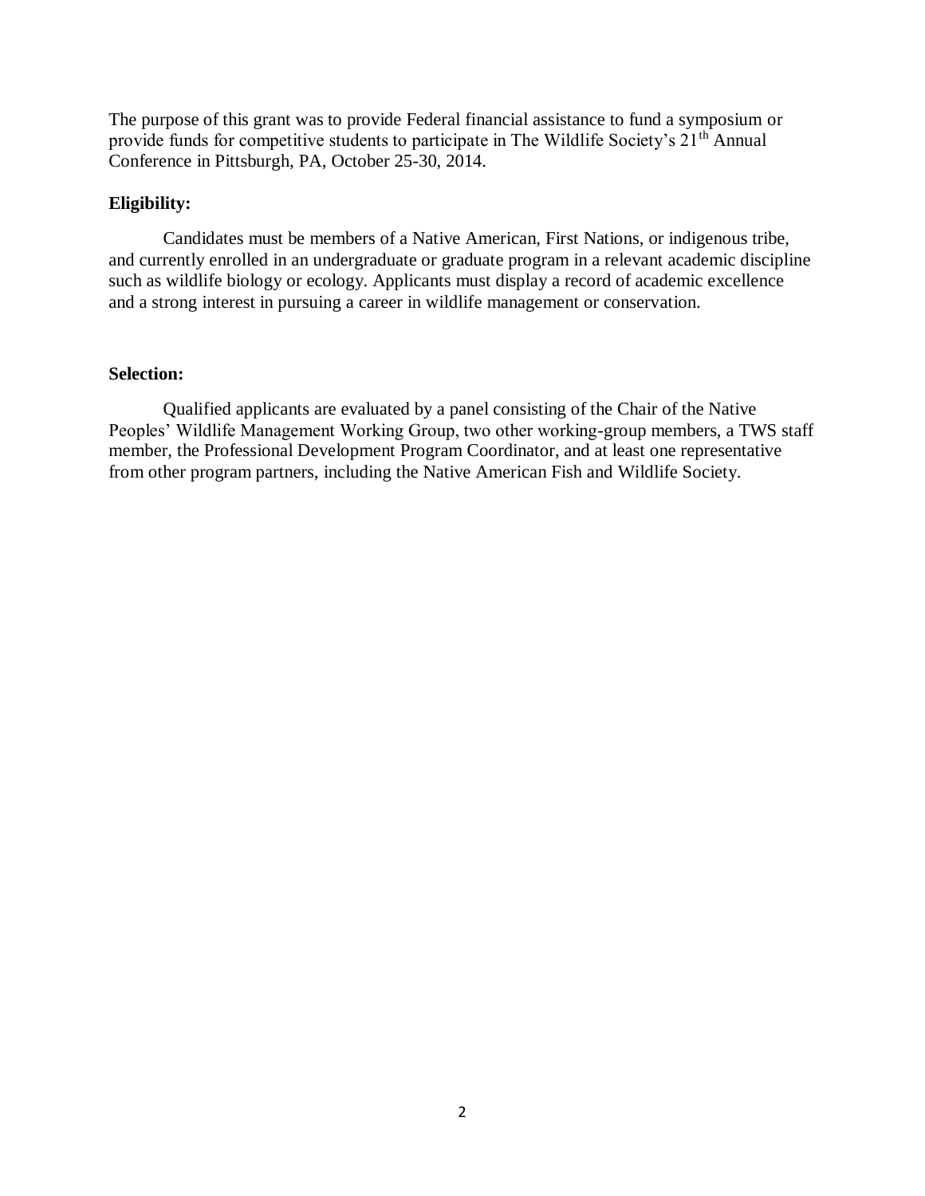The purpose of this grant was to provide Federal financial assistance to fund a symposium or provide funds for competitive students to participate in The Wildlife Society's 21$^{th}$ Annual Conference in Pittsburgh, PA, October 25-30, 2014.

**Eligibility:**

Candidates must be members of a Native American, First Nations, or indigenous tribe, and currently enrolled in an undergraduate or graduate program in a relevant academic discipline such as wildlife biology or ecology. Applicants must display a record of academic excellence and a strong interest in pursuing a career in wildlife management or conservation.

**Selection:**

Qualified applicants are evaluated by a panel consisting of the Chair of the Native Peoples' Wildlife Management Working Group, two other working-group members, a TWS staff member, the Professional Development Program Coordinator, and at least one representative from other program partners, including the Native American Fish and Wildlife Society.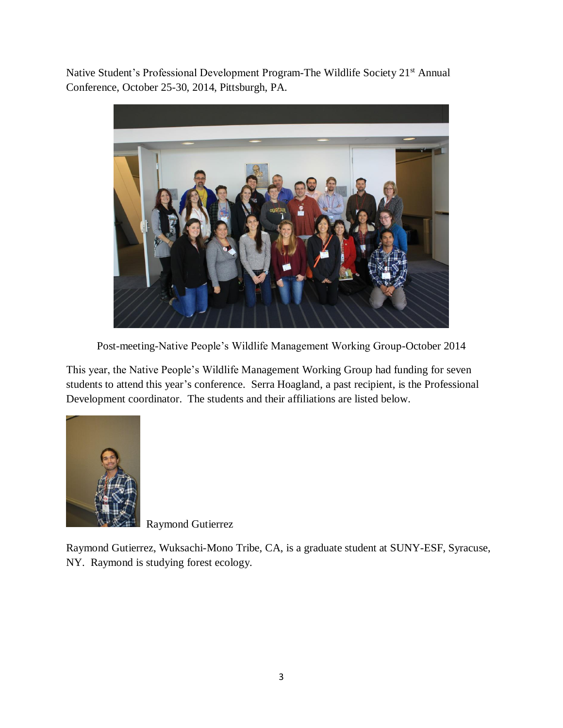Native Student's Professional Development Program-The Wildlife Society 21st Annual Conference, October 25-30, 2014, Pittsburgh, PA.

Post-meeting-Native People's Wildlife Management Working Group-October 2014

This year, the Native People's Wildlife Management Working Group had funding for seven students to attend this year's conference. Serra Hoagland, a past recipient, is the Professional Development coordinator. The students and their affiliations are listed below.

Raymond Gutierrez

Raymond Gutierrez, Wuksachi-Mono Tribe, CA, is a graduate student at SUNY-ESF, Syracuse, NY. Raymond is studying forest ecology.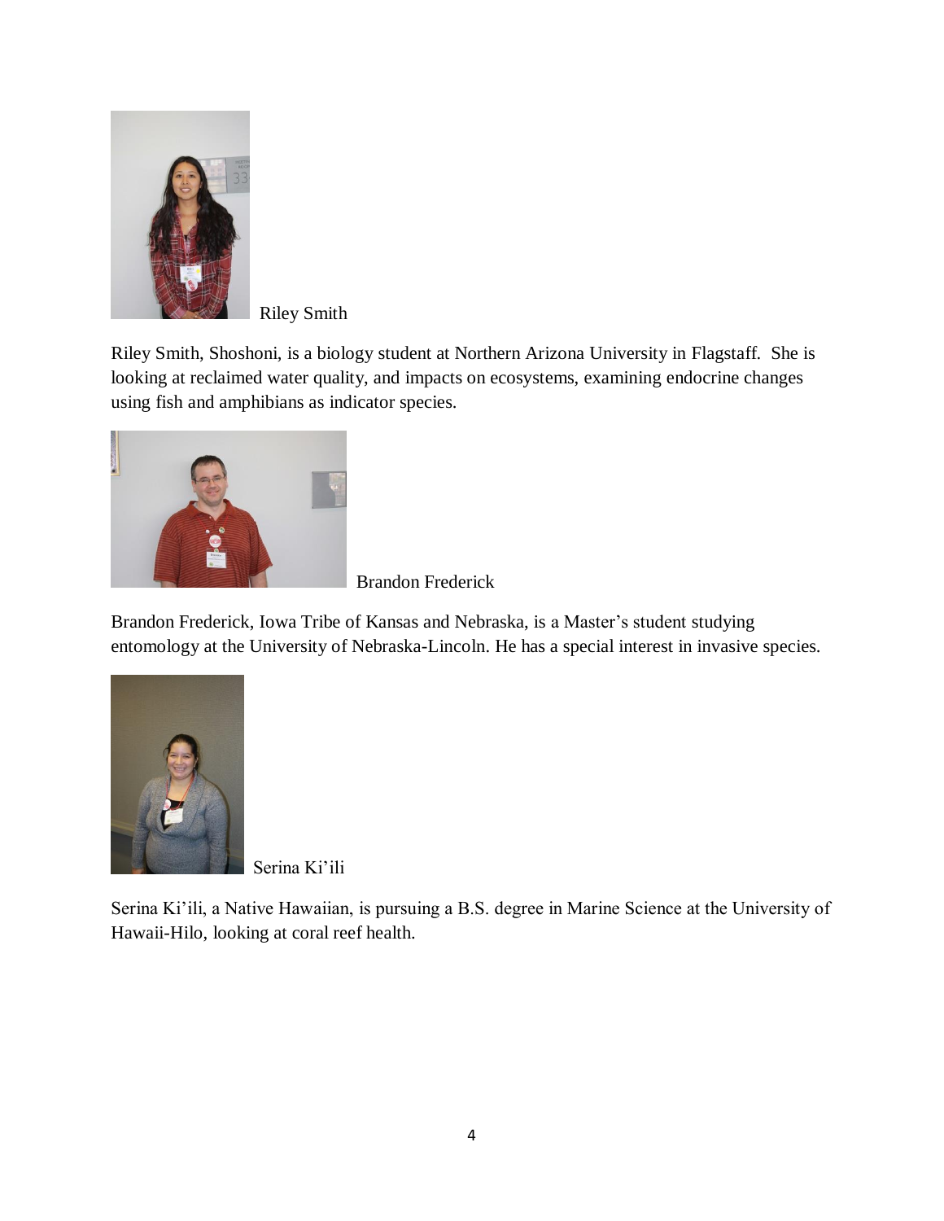Riley Smith

Riley Smith, Shoshoni, is a biology student at Northern Arizona University in Flagstaff.  She is looking at reclaimed water quality, and impacts on ecosystems, examining endocrine changes using fish and amphibians as indicator species.

Brandon Frederick

Brandon Frederick, Iowa Tribe of Kansas and Nebraska, is a Master's student studying entomology at the University of Nebraska-Lincoln. He has a special interest in invasive species.

Serina Ki'ili

Serina Ki'ili, a Native Hawaiian, is pursuing a B.S. degree in Marine Science at the University of Hawaii-Hilo, looking at coral reef health.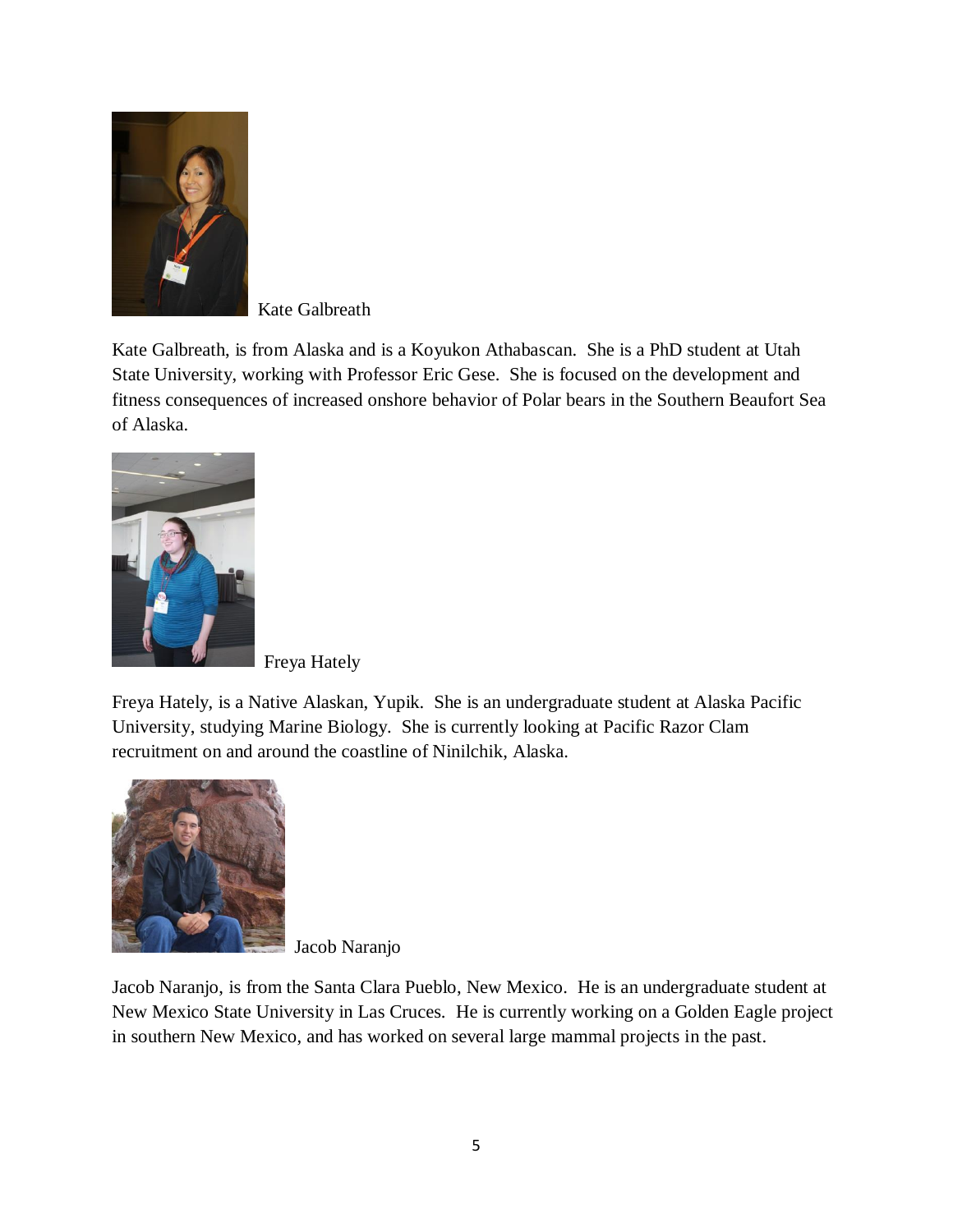Kate Galbreath

Kate Galbreath, is from Alaska and is a Koyukon Athabascan. She is a PhD student at Utah State University, working with Professor Eric Gese. She is focused on the development and fitness consequences of increased onshore behavior of Polar bears in the Southern Beaufort Sea of Alaska.

Freya Hately

Freya Hately, is a Native Alaskan, Yupik. She is an undergraduate student at Alaska Pacific University, studying Marine Biology. She is currently looking at Pacific Razor Clam recruitment on and around the coastline of Ninilchik, Alaska.

Jacob Naranjo

Jacob Naranjo, is from the Santa Clara Pueblo, New Mexico. He is an undergraduate student at New Mexico State University in Las Cruces. He is currently working on a Golden Eagle project in southern New Mexico, and has worked on several large mammal projects in the past.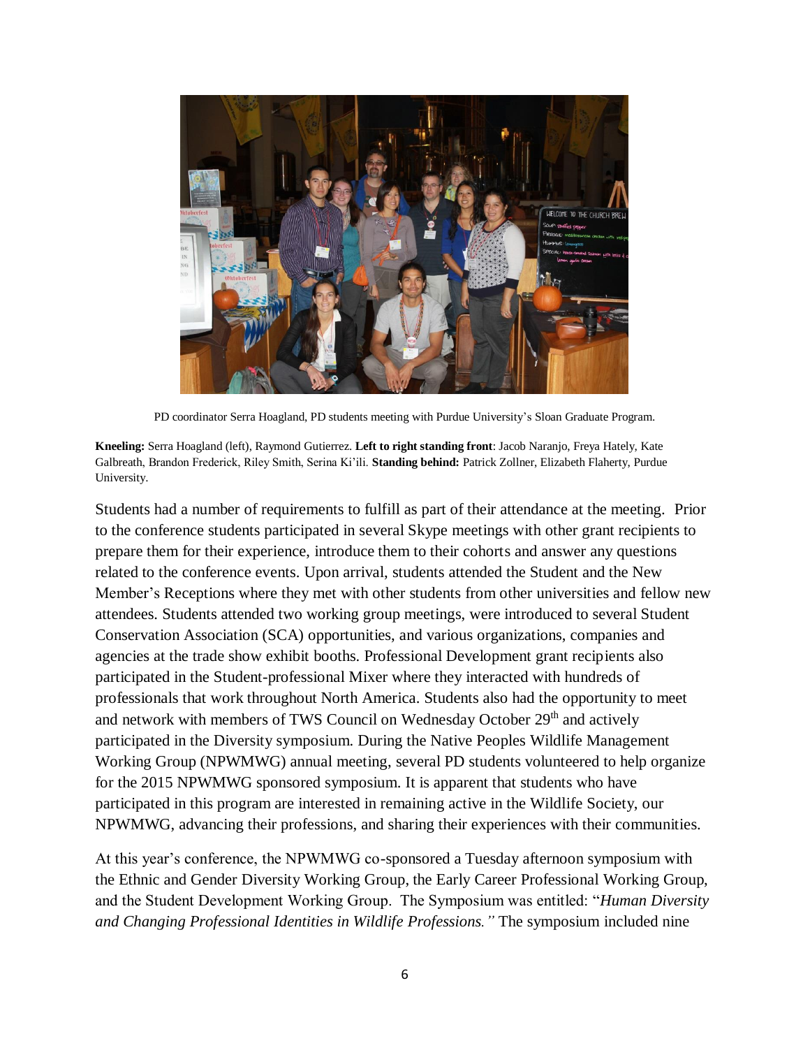PD coordinator Serra Hoagland, PD students meeting with Purdue University's Sloan Graduate Program.

**Kneeling:** Serra Hoagland (left), Raymond Gutierrez. **Left to right standing front**: Jacob Naranjo, Freya Hately, Kate Galbreath, Brandon Frederick, Riley Smith, Serina Ki'ili. **Standing behind:** Patrick Zollner, Elizabeth Flaherty, Purdue University.

Students had a number of requirements to fulfill as part of their attendance at the meeting. Prior to the conference students participated in several Skype meetings with other grant recipients to prepare them for their experience, introduce them to their cohorts and answer any questions related to the conference events. Upon arrival, students attended the Student and the New Member's Receptions where they met with other students from other universities and fellow new attendees. Students attended two working group meetings, were introduced to several Student Conservation Association (SCA) opportunities, and various organizations, companies and agencies at the trade show exhibit booths. Professional Development grant recipients also participated in the Student-professional Mixer where they interacted with hundreds of professionals that work throughout North America. Students also had the opportunity to meet and network with members of TWS Council on Wednesday October 29th and actively participated in the Diversity symposium. During the Native Peoples Wildlife Management Working Group (NPWMWG) annual meeting, several PD students volunteered to help organize for the 2015 NPWMWG sponsored symposium. It is apparent that students who have participated in this program are interested in remaining active in the Wildlife Society, our NPWMWG, advancing their professions, and sharing their experiences with their communities.

At this year's conference, the NPWMWG co-sponsored a Tuesday afternoon symposium with the Ethnic and Gender Diversity Working Group, the Early Career Professional Working Group, and the Student Development Working Group. The Symposium was entitled: "*Human Diversity and Changing Professional Identities in Wildlife Professions."* The symposium included nine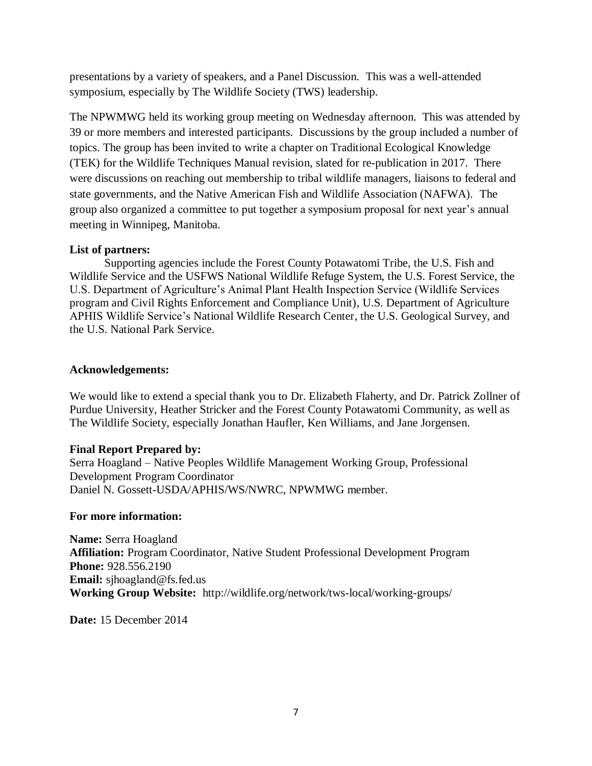presentations by a variety of speakers, and a Panel Discussion. This was a well-attended symposium, especially by The Wildlife Society (TWS) leadership.

The NPWMWG held its working group meeting on Wednesday afternoon. This was attended by 39 or more members and interested participants. Discussions by the group included a number of topics. The group has been invited to write a chapter on Traditional Ecological Knowledge (TEK) for the Wildlife Techniques Manual revision, slated for re-publication in 2017. There were discussions on reaching out membership to tribal wildlife managers, liaisons to federal and state governments, and the Native American Fish and Wildlife Association (NAFWA). The group also organized a committee to put together a symposium proposal for next year's annual meeting in Winnipeg, Manitoba.

**List of partners:**

Supporting agencies include the Forest County Potawatomi Tribe, the U.S. Fish and Wildlife Service and the USFWS National Wildlife Refuge System, the U.S. Forest Service, the U.S. Department of Agriculture's Animal Plant Health Inspection Service (Wildlife Services program and Civil Rights Enforcement and Compliance Unit), U.S. Department of Agriculture APHIS Wildlife Service's National Wildlife Research Center, the U.S. Geological Survey, and the U.S. National Park Service.

**Acknowledgements:**

We would like to extend a special thank you to Dr. Elizabeth Flaherty, and Dr. Patrick Zollner of Purdue University, Heather Stricker and the Forest County Potawatomi Community, as well as The Wildlife Society, especially Jonathan Haufler, Ken Williams, and Jane Jorgensen.

**Final Report Prepared by:**

Serra Hoagland – Native Peoples Wildlife Management Working Group, Professional Development Program Coordinator
Daniel N. Gossett-USDA/APHIS/WS/NWRC, NPWMWG member.

**For more information:**

**Name:** Serra Hoagland
**Affiliation:** Program Coordinator, Native Student Professional Development Program
**Phone:** 928.556.2190
**Email:** sjhoagland@fs.fed.us
**Working Group Website:** http://wildlife.org/network/tws-local/working-groups/

**Date:** 15 December 2014